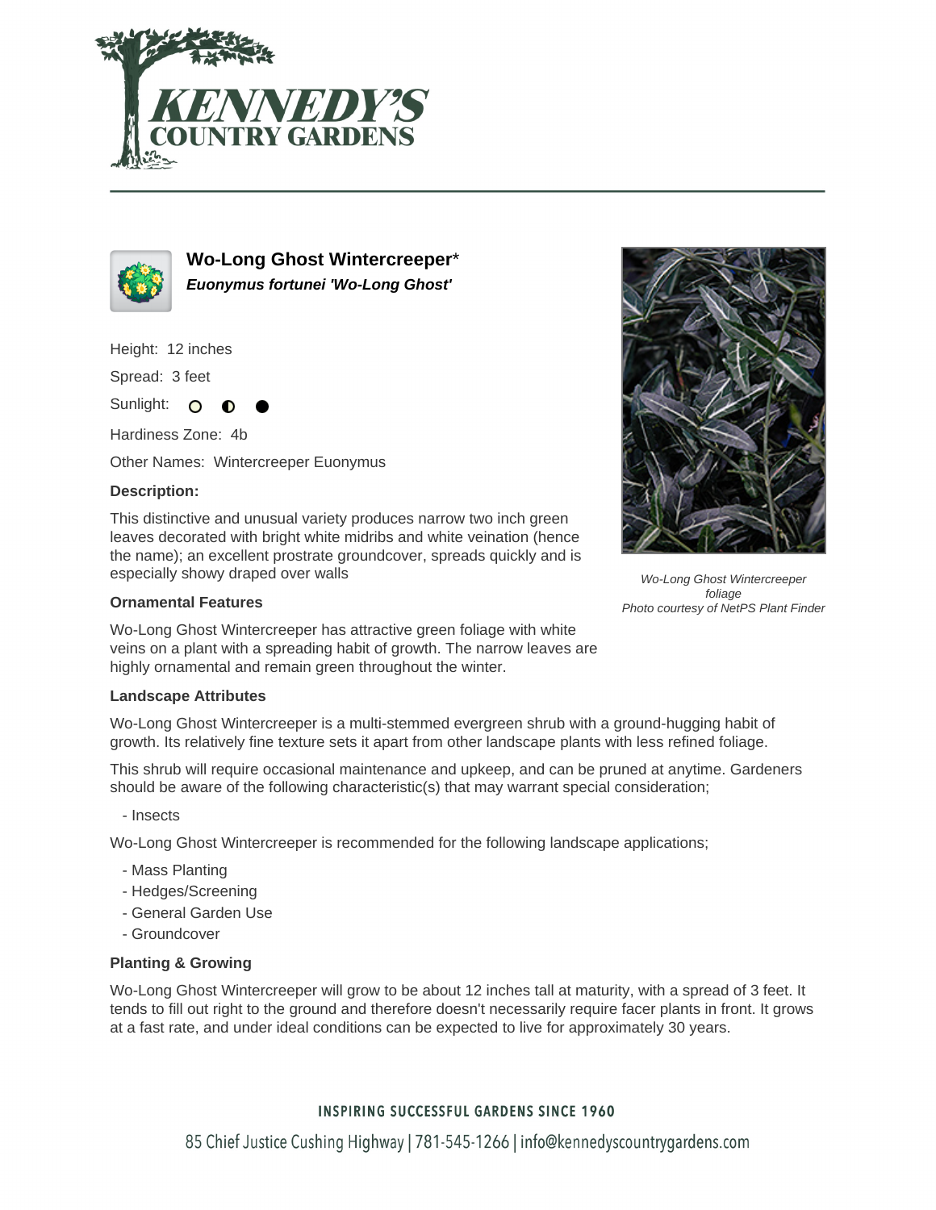# Wo-Long Ghost Wintercreeper*

***Euonymus fortunei 'Wo-Long Ghost'***

Height: 12 inches

Spread: 3 feet

Sunlight: ○ ◐ ●

Hardiness Zone: 4b

Other Names: Wintercreeper Euonymus

### Description:

This distinctive and unusual variety produces narrow two inch green leaves decorated with bright white midribs and white veination (hence the name); an excellent prostrate groundcover, spreads quickly and is especially showy draped over walls

*Wo-Long Ghost Wintercreeper foliage*
*Photo courtesy of NetPS Plant Finder*

### Ornamental Features

Wo-Long Ghost Wintercreeper has attractive green foliage with white veins on a plant with a spreading habit of growth. The narrow leaves are highly ornamental and remain green throughout the winter.

### Landscape Attributes

Wo-Long Ghost Wintercreeper is a multi-stemmed evergreen shrub with a ground-hugging habit of growth. Its relatively fine texture sets it apart from other landscape plants with less refined foliage.

This shrub will require occasional maintenance and upkeep, and can be pruned at anytime. Gardeners should be aware of the following characteristic(s) that may warrant special consideration;

- Insects

Wo-Long Ghost Wintercreeper is recommended for the following landscape applications;

- Mass Planting
- Hedges/Screening
- General Garden Use
- Groundcover

### Planting & Growing

Wo-Long Ghost Wintercreeper will grow to be about 12 inches tall at maturity, with a spread of 3 feet. It tends to fill out right to the ground and therefore doesn't necessarily require facer plants in front. It grows at a fast rate, and under ideal conditions can be expected to live for approximately 30 years.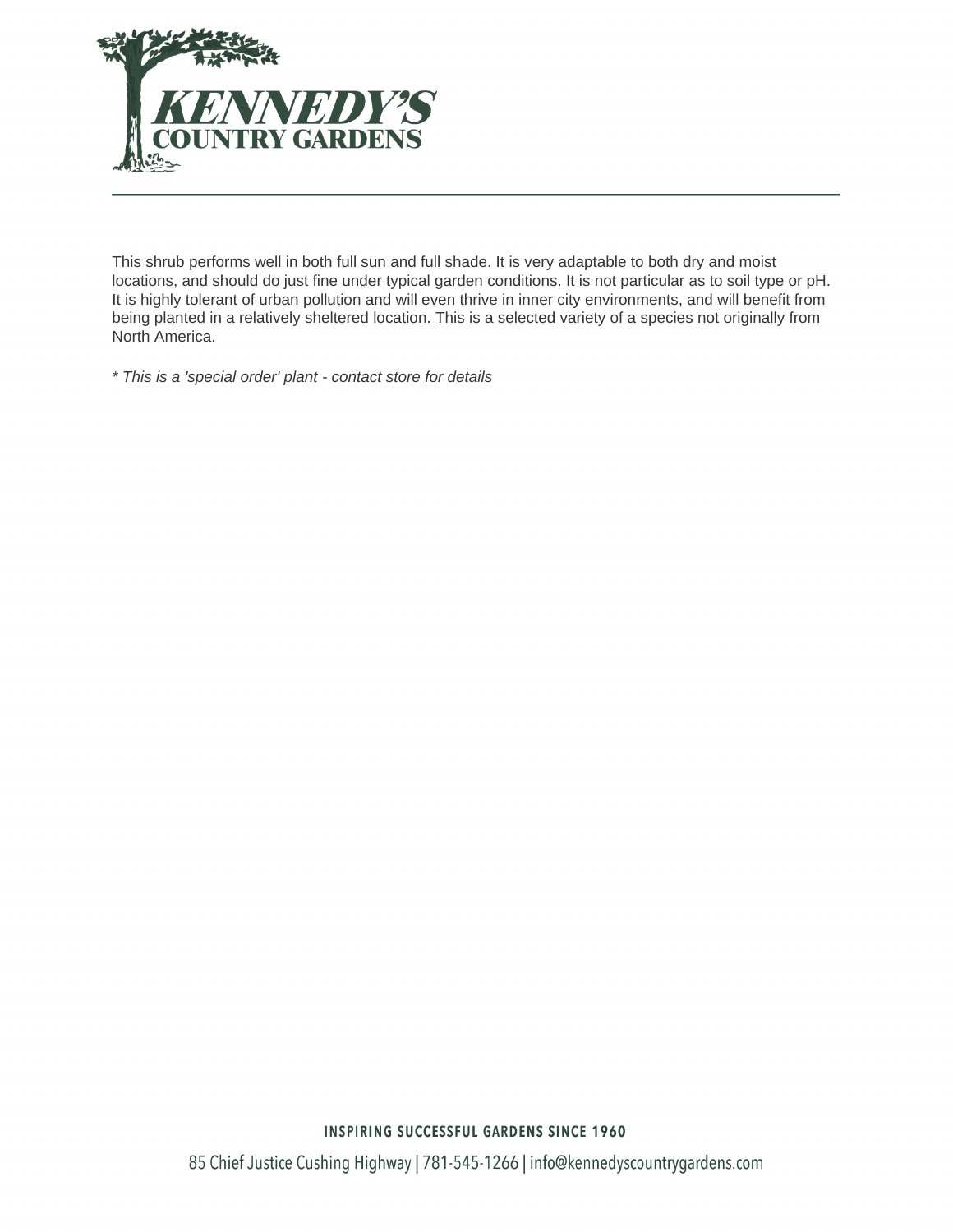This shrub performs well in both full sun and full shade. It is very adaptable to both dry and moist locations, and should do just fine under typical garden conditions. It is not particular as to soil type or pH. It is highly tolerant of urban pollution and will even thrive in inner city environments, and will benefit from being planted in a relatively sheltered location. This is a selected variety of a species not originally from North America.

*\* This is a 'special order' plant - contact store for details*